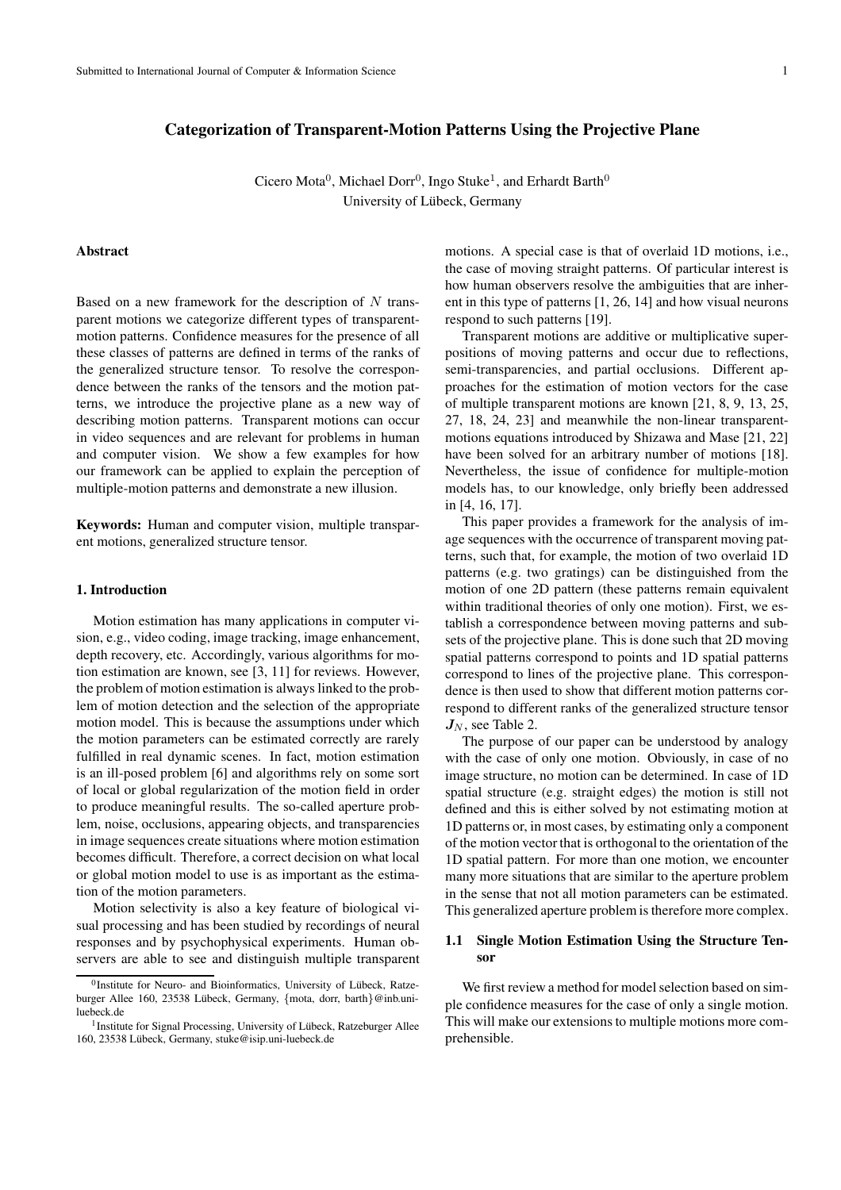# Categorization of Transparent-Motion Patterns Using the Projective Plane

Cicero Mota[0], Michael Dorr[0], Ingo Stuke[1], and Erhardt Barth[0]
University of Lübeck, Germany

## Abstract

Based on a new framework for the description of $N$ transparent motions we categorize different types of transparent-motion patterns. Confidence measures for the presence of all these classes of patterns are defined in terms of the ranks of the generalized structure tensor. To resolve the correspondence between the ranks of the tensors and the motion patterns, we introduce the projective plane as a new way of describing motion patterns. Transparent motions can occur in video sequences and are relevant for problems in human and computer vision. We show a few examples for how our framework can be applied to explain the perception of multiple-motion patterns and demonstrate a new illusion.

**Keywords:** Human and computer vision, multiple transparent motions, generalized structure tensor.

## 1. Introduction

Motion estimation has many applications in computer vision, e.g., video coding, image tracking, image enhancement, depth recovery, etc. Accordingly, various algorithms for motion estimation are known, see [3, 11] for reviews. However, the problem of motion estimation is always linked to the problem of motion detection and the selection of the appropriate motion model. This is because the assumptions under which the motion parameters can be estimated correctly are rarely fulfilled in real dynamic scenes. In fact, motion estimation is an ill-posed problem [6] and algorithms rely on some sort of local or global regularization of the motion field in order to produce meaningful results. The so-called aperture problem, noise, occlusions, appearing objects, and transparencies in image sequences create situations where motion estimation becomes difficult. Therefore, a correct decision on what local or global motion model to use is as important as the estimation of the motion parameters.

Motion selectivity is also a key feature of biological visual processing and has been studied by recordings of neural responses and by psychophysical experiments. Human observers are able to see and distinguish multiple transparent motions. A special case is that of overlaid 1D motions, i.e., the case of moving straight patterns. Of particular interest is how human observers resolve the ambiguities that are inherent in this type of patterns [1, 26, 14] and how visual neurons respond to such patterns [19].

Transparent motions are additive or multiplicative superpositions of moving patterns and occur due to reflections, semi-transparencies, and partial occlusions. Different approaches for the estimation of motion vectors for the case of multiple transparent motions are known [21, 8, 9, 13, 25, 27, 18, 24, 23] and meanwhile the non-linear transparent-motions equations introduced by Shizawa and Mase [21, 22] have been solved for an arbitrary number of motions [18]. Nevertheless, the issue of confidence for multiple-motion models has, to our knowledge, only briefly been addressed in [4, 16, 17].

This paper provides a framework for the analysis of image sequences with the occurrence of transparent moving patterns, such that, for example, the motion of two overlaid 1D patterns (e.g. two gratings) can be distinguished from the motion of one 2D pattern (these patterns remain equivalent within traditional theories of only one motion). First, we establish a correspondence between moving patterns and subsets of the projective plane. This is done such that 2D moving spatial patterns correspond to points and 1D spatial patterns correspond to lines of the projective plane. This correspondence is then used to show that different motion patterns correspond to different ranks of the generalized structure tensor $\boldsymbol{J}_N$, see Table 2.

The purpose of our paper can be understood by analogy with the case of only one motion. Obviously, in case of no image structure, no motion can be determined. In case of 1D spatial structure (e.g. straight edges) the motion is still not defined and this is either solved by not estimating motion at 1D patterns or, in most cases, by estimating only a component of the motion vector that is orthogonal to the orientation of the 1D spatial pattern. For more than one motion, we encounter many more situations that are similar to the aperture problem in the sense that not all motion parameters can be estimated. This generalized aperture problem is therefore more complex.

### 1.1 Single Motion Estimation Using the Structure Tensor

We first review a method for model selection based on simple confidence measures for the case of only a single motion. This will make our extensions to multiple motions more comprehensible.

[0]Institute for Neuro- and Bioinformatics, University of Lübeck, Ratzeburger Allee 160, 23538 Lübeck, Germany, {mota, dorr, barth}@inb.uni-luebeck.de

[1]Institute for Signal Processing, University of Lübeck, Ratzeburger Allee 160, 23538 Lübeck, Germany, stuke@isip.uni-luebeck.de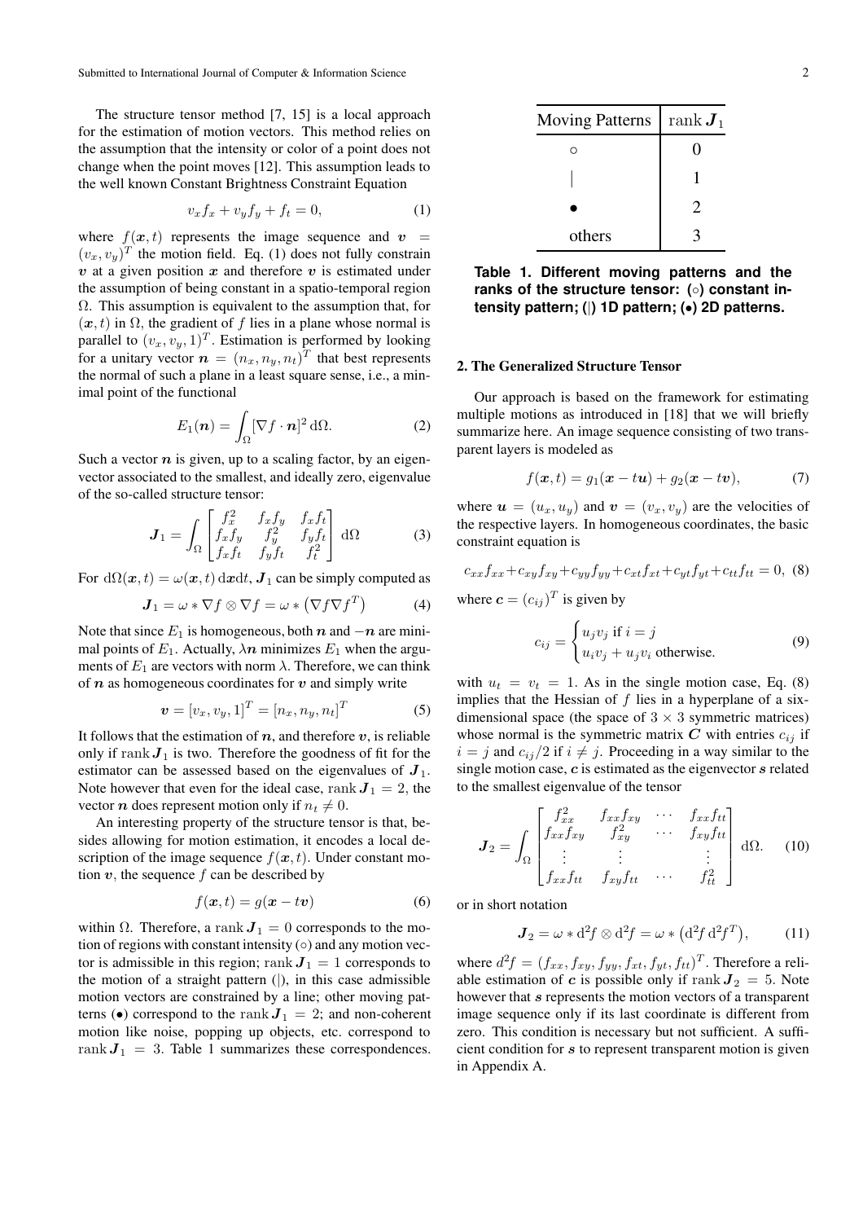The structure tensor method [7, 15] is a local approach for the estimation of motion vectors. This method relies on the assumption that the intensity or color of a point does not change when the point moves [12]. This assumption leads to the well known Constant Brightness Constraint Equation

$$v_x f_x + v_y f_y + f_t = 0, \tag{1}$$

where $f(\boldsymbol{x}, t)$ represents the image sequence and $\boldsymbol{v} = (v_x, v_y)^T$ the motion field. Eq. (1) does not fully constrain $\boldsymbol{v}$ at a given position $\boldsymbol{x}$ and therefore $\boldsymbol{v}$ is estimated under the assumption of being constant in a spatio-temporal region $\Omega$. This assumption is equivalent to the assumption that, for $(\boldsymbol{x}, t)$ in $\Omega$, the gradient of $f$ lies in a plane whose normal is parallel to $(v_x, v_y, 1)^T$. Estimation is performed by looking for a unitary vector $\boldsymbol{n} = (n_x, n_y, n_t)^T$ that best represents the normal of such a plane in a least square sense, i.e., a minimal point of the functional

$$E_1(\boldsymbol{n}) = \int_\Omega [\nabla f \cdot \boldsymbol{n}]^2 \, \mathrm{d}\Omega. \tag{2}$$

Such a vector $\boldsymbol{n}$ is given, up to a scaling factor, by an eigenvector associated to the smallest, and ideally zero, eigenvalue of the so-called structure tensor:

$$\boldsymbol{J}_1 = \int_\Omega \begin{bmatrix} f_x^2 & f_x f_y & f_x f_t \\ f_x f_y & f_y^2 & f_y f_t \\ f_x f_t & f_y f_t & f_t^2 \end{bmatrix} \mathrm{d}\Omega \tag{3}$$

For $\mathrm{d}\Omega(\boldsymbol{x}, t) = \omega(\boldsymbol{x}, t) \, \mathrm{d}\boldsymbol{x}\mathrm{d}t$, $\boldsymbol{J}_1$ can be simply computed as

$$\boldsymbol{J}_1 = \omega * \nabla f \otimes \nabla f = \omega * \left(\nabla f \nabla f^T\right) \tag{4}$$

Note that since $E_1$ is homogeneous, both $\boldsymbol{n}$ and $-\boldsymbol{n}$ are minimal points of $E_1$. Actually, $\lambda \boldsymbol{n}$ minimizes $E_1$ when the arguments of $E_1$ are vectors with norm $\lambda$. Therefore, we can think of $\boldsymbol{n}$ as homogeneous coordinates for $\boldsymbol{v}$ and simply write

$$\boldsymbol{v} = [v_x, v_y, 1]^T = [n_x, n_y, n_t]^T \tag{5}$$

It follows that the estimation of $\boldsymbol{n}$, and therefore $\boldsymbol{v}$, is reliable only if $\operatorname{rank} \boldsymbol{J}_1$ is two. Therefore the goodness of fit for the estimator can be assessed based on the eigenvalues of $\boldsymbol{J}_1$. Note however that even for the ideal case, $\operatorname{rank} \boldsymbol{J}_1 = 2$, the vector $\boldsymbol{n}$ does represent motion only if $n_t \neq 0$.

An interesting property of the structure tensor is that, besides allowing for motion estimation, it encodes a local description of the image sequence $f(\boldsymbol{x}, t)$. Under constant motion $\boldsymbol{v}$, the sequence $f$ can be described by

$$f(\boldsymbol{x}, t) = g(\boldsymbol{x} - t\boldsymbol{v}) \tag{6}$$

within $\Omega$. Therefore, a $\operatorname{rank} \boldsymbol{J}_1 = 0$ corresponds to the motion of regions with constant intensity ($\circ$) and any motion vector is admissible in this region; $\operatorname{rank} \boldsymbol{J}_1 = 1$ corresponds to the motion of a straight pattern ($|$), in this case admissible motion vectors are constrained by a line; other moving patterns ($\bullet$) correspond to the $\operatorname{rank} \boldsymbol{J}_1 = 2$; and non-coherent motion like noise, popping up objects, etc. correspond to $\operatorname{rank} \boldsymbol{J}_1 = 3$. Table 1 summarizes these correspondences.

| Moving Patterns | $\operatorname{rank} \boldsymbol{J}_1$ |
| --- | --- |
| $\circ$ | 0 |
| $\vert$ | 1 |
| $\bullet$ | 2 |
| others | 3 |

**Table 1. Different moving patterns and the ranks of the structure tensor: ($\circ$) constant intensity pattern; ($|$) 1D pattern; ($\bullet$) 2D patterns.**

## 2. The Generalized Structure Tensor

Our approach is based on the framework for estimating multiple motions as introduced in [18] that we will briefly summarize here. An image sequence consisting of two transparent layers is modeled as

$$f(\boldsymbol{x}, t) = g_1(\boldsymbol{x} - t\boldsymbol{u}) + g_2(\boldsymbol{x} - t\boldsymbol{v}), \tag{7}$$

where $\boldsymbol{u} = (u_x, u_y)$ and $\boldsymbol{v} = (v_x, v_y)$ are the velocities of the respective layers. In homogeneous coordinates, the basic constraint equation is

$$c_{xx} f_{xx} + c_{xy} f_{xy} + c_{yy} f_{yy} + c_{xt} f_{xt} + c_{yt} f_{yt} + c_{tt} f_{tt} = 0, \tag{8}$$

where $\boldsymbol{c} = (c_{ij})^T$ is given by

$$c_{ij} = \begin{cases} u_j v_j \text{ if } i = j \\ u_i v_j + u_j v_i \text{ otherwise.} \end{cases} \tag{9}$$

with $u_t = v_t = 1$. As in the single motion case, Eq. (8) implies that the Hessian of $f$ lies in a hyperplane of a six-dimensional space (the space of $3 \times 3$ symmetric matrices) whose normal is the symmetric matrix $\boldsymbol{C}$ with entries $c_{ij}$ if $i = j$ and $c_{ij}/2$ if $i \neq j$. Proceeding in a way similar to the single motion case, $\boldsymbol{c}$ is estimated as the eigenvector $\boldsymbol{s}$ related to the smallest eigenvalue of the tensor

$$\boldsymbol{J}_2 = \int_\Omega \begin{bmatrix} f_{xx}^2 & f_{xx} f_{xy} & \cdots & f_{xx} f_{tt} \\ f_{xx} f_{xy} & f_{xy}^2 & \cdots & f_{xy} f_{tt} \\ \vdots & \vdots & & \vdots \\ f_{xx} f_{tt} & f_{xy} f_{tt} & \cdots & f_{tt}^2 \end{bmatrix} \mathrm{d}\Omega. \tag{10}$$

or in short notation

$$\boldsymbol{J}_2 = \omega * \mathrm{d}^2 f \otimes \mathrm{d}^2 f = \omega * \left(\mathrm{d}^2 f \, \mathrm{d}^2 f^T\right), \tag{11}$$

where $d^2 f = (f_{xx}, f_{xy}, f_{yy}, f_{xt}, f_{yt}, f_{tt})^T$. Therefore a reliable estimation of $\boldsymbol{c}$ is possible only if $\operatorname{rank} \boldsymbol{J}_2 = 5$. Note however that $\boldsymbol{s}$ represents the motion vectors of a transparent image sequence only if its last coordinate is different from zero. This condition is necessary but not sufficient. A sufficient condition for $\boldsymbol{s}$ to represent transparent motion is given in Appendix A.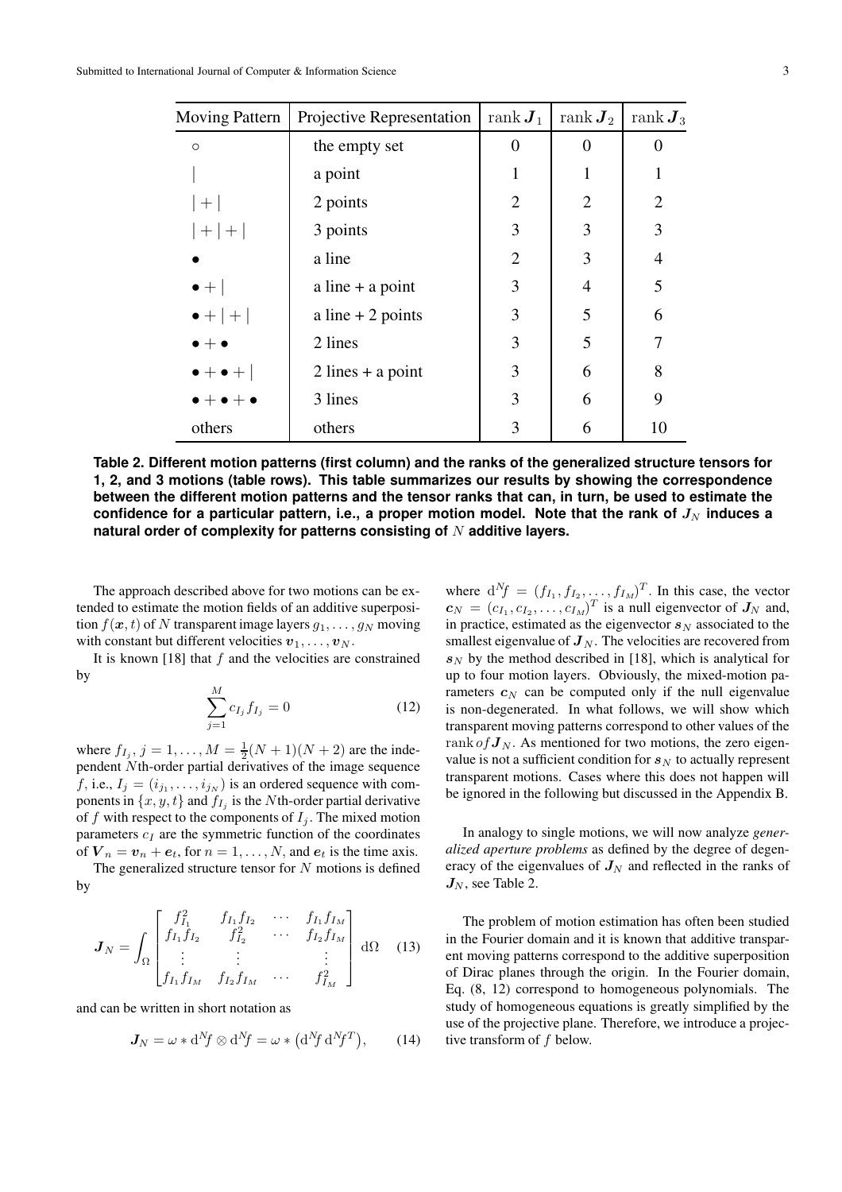| Moving Pattern | Projective Representation | rank $\boldsymbol{J}_1$ | rank $\boldsymbol{J}_2$ | rank $\boldsymbol{J}_3$ |
|---|---|---|---|---|
| $\circ$ | the empty set | 0 | 0 | 0 |
| $\vert$ | a point | 1 | 1 | 1 |
| $\vert + \vert$ | 2 points | 2 | 2 | 2 |
| $\vert + \vert + \vert$ | 3 points | 3 | 3 | 3 |
| $\bullet$ | a line | 2 | 3 | 4 |
| $\bullet + \vert$ | a line + a point | 3 | 4 | 5 |
| $\bullet + \vert + \vert$ | a line + 2 points | 3 | 5 | 6 |
| $\bullet + \bullet$ | 2 lines | 3 | 5 | 7 |
| $\bullet + \bullet + \vert$ | 2 lines + a point | 3 | 6 | 8 |
| $\bullet + \bullet + \bullet$ | 3 lines | 3 | 6 | 9 |
| others | others | 3 | 6 | 10 |

**Table 2. Different motion patterns (first column) and the ranks of the generalized structure tensors for 1, 2, and 3 motions (table rows). This table summarizes our results by showing the correspondence between the different motion patterns and the tensor ranks that can, in turn, be used to estimate the confidence for a particular pattern, i.e., a proper motion model. Note that the rank of $J_N$ induces a natural order of complexity for patterns consisting of $N$ additive layers.**

The approach described above for two motions can be extended to estimate the motion fields of an additive superposition $f(\boldsymbol{x}, t)$ of $N$ transparent image layers $g_1, \ldots, g_N$ moving with constant but different velocities $\boldsymbol{v}_1, \ldots, \boldsymbol{v}_N$.

It is known [18] that $f$ and the velocities are constrained by

$$\sum_{j=1}^{M} c_{I_j} f_{I_j} = 0 \tag{12}$$

where $f_{I_j}, j = 1, \ldots, M = \frac{1}{2}(N+1)(N+2)$ are the independent $N$th-order partial derivatives of the image sequence $f$, i.e., $I_j = (i_{j_1}, \ldots, i_{j_N})$ is an ordered sequence with components in $\{x, y, t\}$ and $f_{I_j}$ is the $N$th-order partial derivative of $f$ with respect to the components of $I_j$. The mixed motion parameters $c_I$ are the symmetric function of the coordinates of $\boldsymbol{V}_n = \boldsymbol{v}_n + \boldsymbol{e}_t$, for $n = 1, \ldots, N$, and $\boldsymbol{e}_t$ is the time axis.

The generalized structure tensor for $N$ motions is defined by

$$\boldsymbol{J}_N = \int_\Omega \begin{bmatrix} f_{I_1}^2 & f_{I_1} f_{I_2} & \cdots & f_{I_1} f_{I_M} \\ f_{I_1} f_{I_2} & f_{I_2}^2 & \cdots & f_{I_2} f_{I_M} \\ \vdots & \vdots & & \vdots \\ f_{I_1} f_{I_M} & f_{I_2} f_{I_M} & \cdots & f_{I_M}^2 \end{bmatrix} \mathrm{d}\Omega \tag{13}$$

and can be written in short notation as

$$\boldsymbol{J}_N = \omega * \mathrm{d}^N\! f \otimes \mathrm{d}^N\! f = \omega * \left(\mathrm{d}^N\! f \, \mathrm{d}^N\! f^T\right), \tag{14}$$

where $\mathrm{d}^N\! f = (f_{I_1}, f_{I_2}, \ldots, f_{I_M})^T$. In this case, the vector $\boldsymbol{c}_N = (c_{I_1}, c_{I_2}, \ldots, c_{I_M})^T$ is a null eigenvector of $\boldsymbol{J}_N$ and, in practice, estimated as the eigenvector $\boldsymbol{s}_N$ associated to the smallest eigenvalue of $\boldsymbol{J}_N$. The velocities are recovered from $\boldsymbol{s}_N$ by the method described in [18], which is analytical for up to four motion layers. Obviously, the mixed-motion parameters $\boldsymbol{c}_N$ can be computed only if the null eigenvalue is non-degenerated. In what follows, we will show which transparent moving patterns correspond to other values of the $\operatorname{rank} of \boldsymbol{J}_N$. As mentioned for two motions, the zero eigenvalue is not a sufficient condition for $\boldsymbol{s}_N$ to actually represent transparent motions. Cases where this does not happen will be ignored in the following but discussed in the Appendix B.

In analogy to single motions, we will now analyze *generalized aperture problems* as defined by the degree of degeneracy of the eigenvalues of $\boldsymbol{J}_N$ and reflected in the ranks of $\boldsymbol{J}_N$, see Table 2.

The problem of motion estimation has often been studied in the Fourier domain and it is known that additive transparent moving patterns correspond to the additive superposition of Dirac planes through the origin. In the Fourier domain, Eq. (8, 12) correspond to homogeneous polynomials. The study of homogeneous equations is greatly simplified by the use of the projective plane. Therefore, we introduce a projective transform of $f$ below.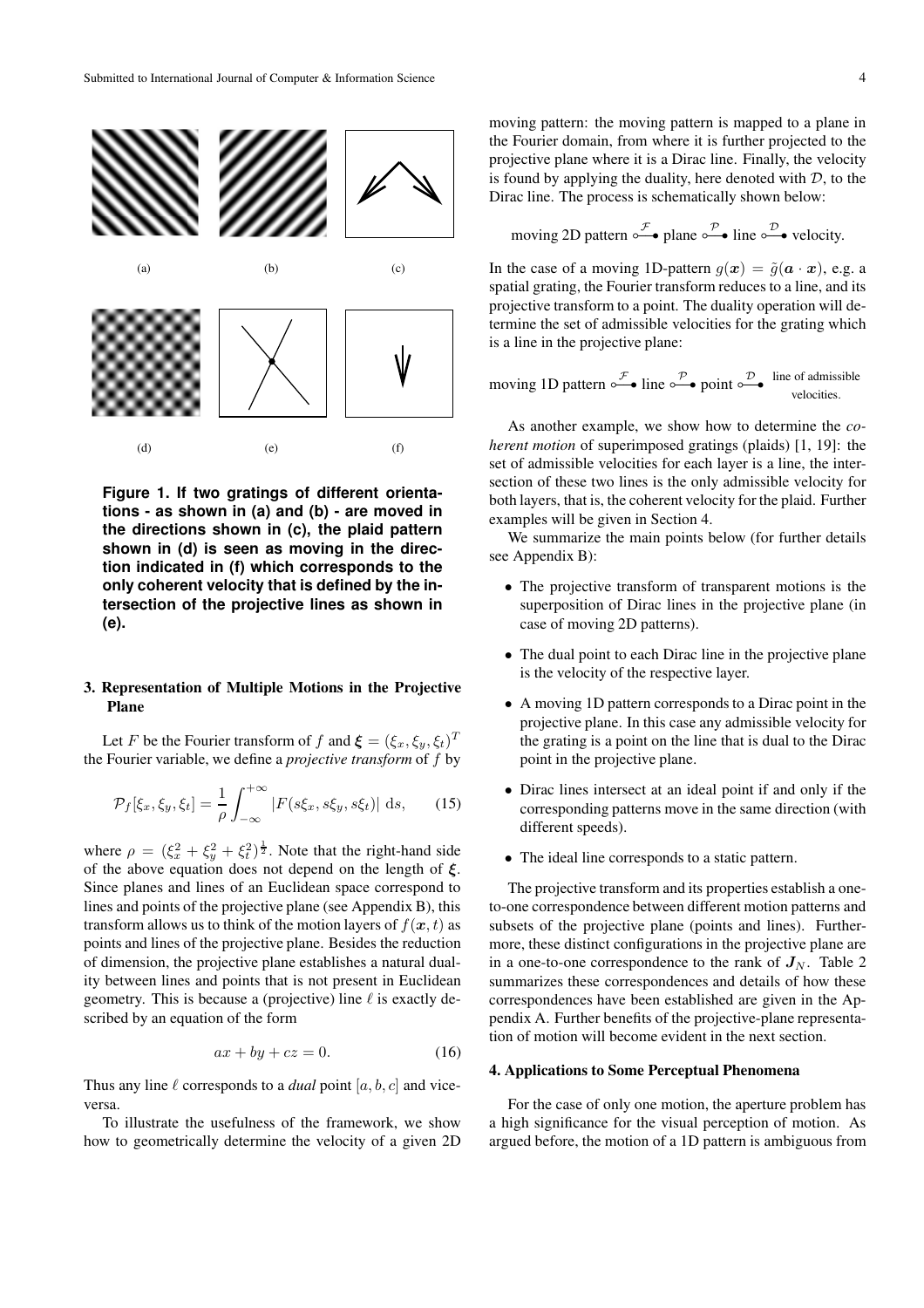(a) (b) (c)

(d) (e) (f)

**Figure 1. If two gratings of different orientations - as shown in (a) and (b) - are moved in the directions shown in (c), the plaid pattern shown in (d) is seen as moving in the direction indicated in (f) which corresponds to the only coherent velocity that is defined by the intersection of the projective lines as shown in (e).**

## 3. Representation of Multiple Motions in the Projective Plane

Let $F$ be the Fourier transform of $f$ and $\boldsymbol{\xi} = (\xi_x, \xi_y, \xi_t)^T$ the Fourier variable, we define a *projective transform* of $f$ by

$$\mathcal{P}_f[\xi_x, \xi_y, \xi_t] = \frac{1}{\rho} \int_{-\infty}^{+\infty} |F(s\xi_x, s\xi_y, s\xi_t)| \, \mathrm{d}s, \qquad (15)$$

where $\rho = (\xi_x^2 + \xi_y^2 + \xi_t^2)^{\frac{1}{2}}$. Note that the right-hand side of the above equation does not depend on the length of $\boldsymbol{\xi}$. Since planes and lines of an Euclidean space correspond to lines and points of the projective plane (see Appendix B), this transform allows us to think of the motion layers of $f(\boldsymbol{x}, t)$ as points and lines of the projective plane. Besides the reduction of dimension, the projective plane establishes a natural duality between lines and points that is not present in Euclidean geometry. This is because a (projective) line $\ell$ is exactly described by an equation of the form

$$ax + by + cz = 0. \qquad (16)$$

Thus any line $\ell$ corresponds to a *dual* point $[a, b, c]$ and vice-versa.

To illustrate the usefulness of the framework, we show how to geometrically determine the velocity of a given 2D moving pattern: the moving pattern is mapped to a plane in the Fourier domain, from where it is further projected to the projective plane where it is a Dirac line. Finally, the velocity is found by applying the duality, here denoted with $\mathcal{D}$, to the Dirac line. The process is schematically shown below:

$$\text{moving 2D pattern} \overset{\mathcal{F}}{\circ\!\!-\!\!\bullet} \text{plane} \overset{\mathcal{P}}{\circ\!\!-\!\!\bullet} \text{line} \overset{\mathcal{D}}{\circ\!\!-\!\!\bullet} \text{velocity.}$$

In the case of a moving 1D-pattern $g(\boldsymbol{x}) = \tilde{g}(\boldsymbol{a} \cdot \boldsymbol{x})$, e.g. a spatial grating, the Fourier transform reduces to a line, and its projective transform to a point. The duality operation will determine the set of admissible velocities for the grating which is a line in the projective plane:

$$\text{moving 1D pattern} \overset{\mathcal{F}}{\circ\!\!-\!\!\bullet} \text{line} \overset{\mathcal{P}}{\circ\!\!-\!\!\bullet} \text{point} \overset{\mathcal{D}}{\circ\!\!-\!\!\bullet} \begin{array}{c}\text{line of admissible}\\ \text{velocities.}\end{array}$$

As another example, we show how to determine the *coherent motion* of superimposed gratings (plaids) [1, 19]: the set of admissible velocities for each layer is a line, the intersection of these two lines is the only admissible velocity for both layers, that is, the coherent velocity for the plaid. Further examples will be given in Section 4.

We summarize the main points below (for further details see Appendix B):

- The projective transform of transparent motions is the superposition of Dirac lines in the projective plane (in case of moving 2D patterns).
- The dual point to each Dirac line in the projective plane is the velocity of the respective layer.
- A moving 1D pattern corresponds to a Dirac point in the projective plane. In this case any admissible velocity for the grating is a point on the line that is dual to the Dirac point in the projective plane.
- Dirac lines intersect at an ideal point if and only if the corresponding patterns move in the same direction (with different speeds).
- The ideal line corresponds to a static pattern.

The projective transform and its properties establish a one-to-one correspondence between different motion patterns and subsets of the projective plane (points and lines). Furthermore, these distinct configurations in the projective plane are in a one-to-one correspondence to the rank of $\boldsymbol{J}_N$. Table 2 summarizes these correspondences and details of how these correspondences have been established are given in the Appendix A. Further benefits of the projective-plane representation of motion will become evident in the next section.

## 4. Applications to Some Perceptual Phenomena

For the case of only one motion, the aperture problem has a high significance for the visual perception of motion. As argued before, the motion of a 1D pattern is ambiguous from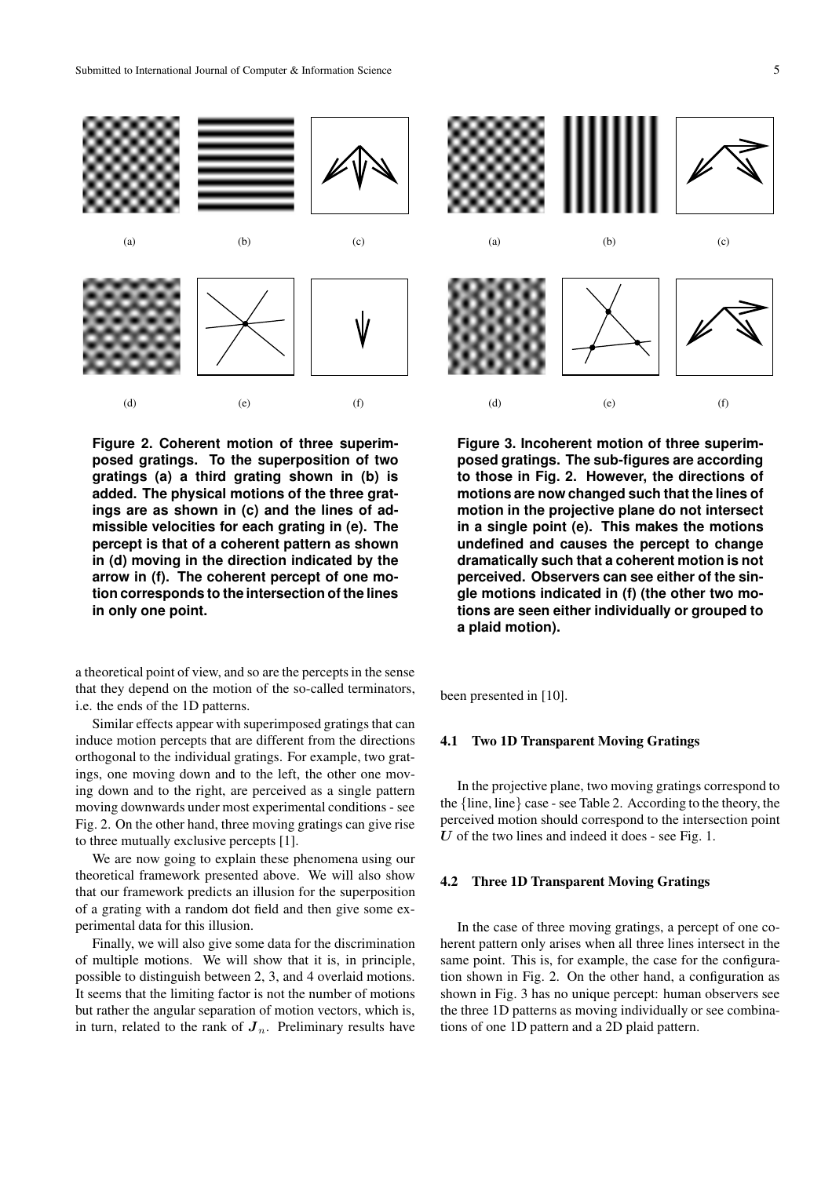(a) (b) (c)

(d) (e) (f)

**Figure 2. Coherent motion of three superimposed gratings. To the superposition of two gratings (a) a third grating shown in (b) is added. The physical motions of the three gratings are as shown in (c) and the lines of admissible velocities for each grating in (e). The percept is that of a coherent pattern as shown in (d) moving in the direction indicated by the arrow in (f). The coherent percept of one motion corresponds to the intersection of the lines in only one point.**

(a) (b) (c)

(d) (e) (f)

**Figure 3. Incoherent motion of three superimposed gratings. The sub-figures are according to those in Fig. 2. However, the directions of motions are now changed such that the lines of motion in the projective plane do not intersect in a single point (e). This makes the motions undefined and causes the percept to change dramatically such that a coherent motion is not perceived. Observers can see either of the single motions indicated in (f) (the other two motions are seen either individually or grouped to a plaid motion).**

a theoretical point of view, and so are the percepts in the sense that they depend on the motion of the so-called terminators, i.e. the ends of the 1D patterns.

Similar effects appear with superimposed gratings that can induce motion percepts that are different from the directions orthogonal to the individual gratings. For example, two gratings, one moving down and to the left, the other one moving down and to the right, are perceived as a single pattern moving downwards under most experimental conditions - see Fig. 2. On the other hand, three moving gratings can give rise to three mutually exclusive percepts [1].

We are now going to explain these phenomena using our theoretical framework presented above. We will also show that our framework predicts an illusion for the superposition of a grating with a random dot field and then give some experimental data for this illusion.

Finally, we will also give some data for the discrimination of multiple motions. We will show that it is, in principle, possible to distinguish between 2, 3, and 4 overlaid motions. It seems that the limiting factor is not the number of motions but rather the angular separation of motion vectors, which is, in turn, related to the rank of $\boldsymbol{J}_n$. Preliminary results have been presented in [10].

### 4.1 Two 1D Transparent Moving Gratings

In the projective plane, two moving gratings correspond to the $\{$line, line$\}$ case - see Table 2. According to the theory, the perceived motion should correspond to the intersection point $\boldsymbol{U}$ of the two lines and indeed it does - see Fig. 1.

### 4.2 Three 1D Transparent Moving Gratings

In the case of three moving gratings, a percept of one coherent pattern only arises when all three lines intersect in the same point. This is, for example, the case for the configuration shown in Fig. 2. On the other hand, a configuration as shown in Fig. 3 has no unique percept: human observers see the three 1D patterns as moving individually or see combinations of one 1D pattern and a 2D plaid pattern.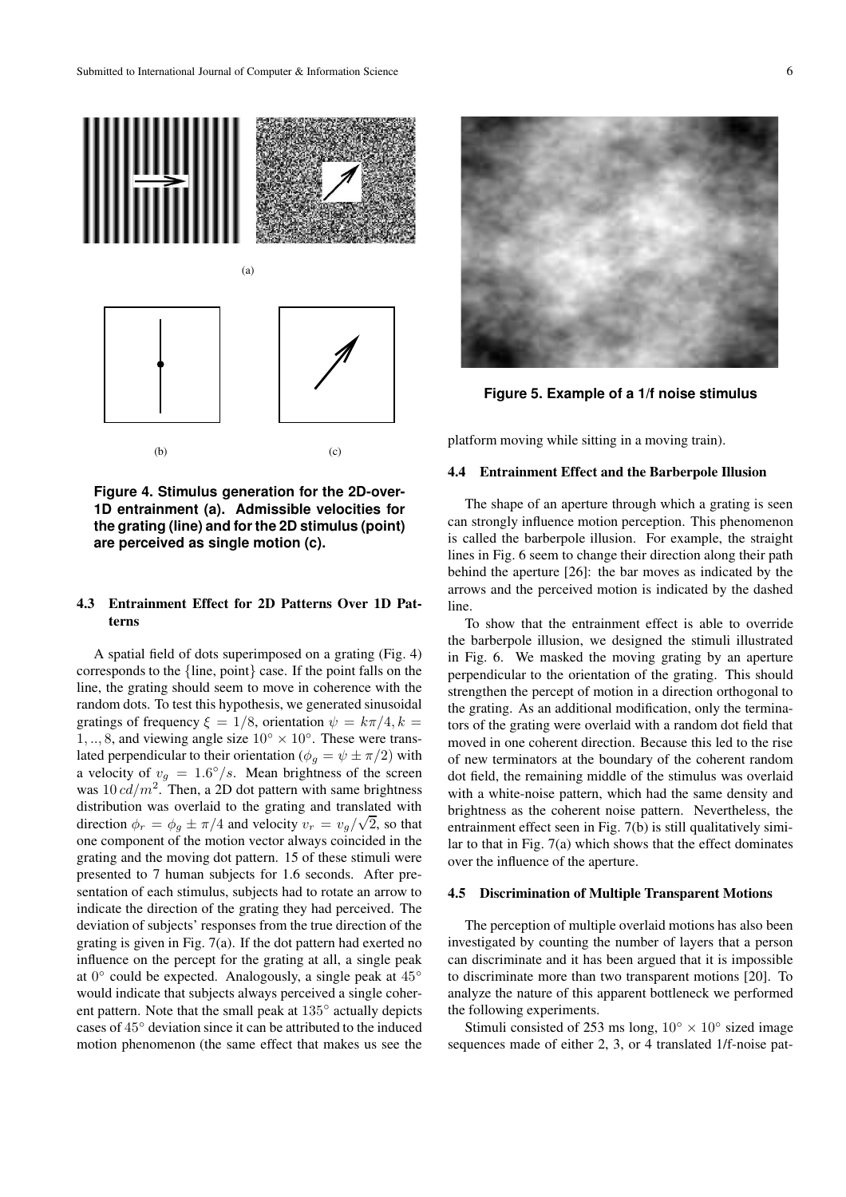(a)

(b)

(c)

**Figure 4. Stimulus generation for the 2D-over-1D entrainment (a). Admissible velocities for the grating (line) and for the 2D stimulus (point) are perceived as single motion (c).**

### 4.3 Entrainment Effect for 2D Patterns Over 1D Patterns

A spatial field of dots superimposed on a grating (Fig. 4) corresponds to the {line, point} case. If the point falls on the line, the grating should seem to move in coherence with the random dots. To test this hypothesis, we generated sinusoidal gratings of frequency $\xi = 1/8$, orientation $\psi = k\pi/4, k = 1, .., 8$, and viewing angle size $10^\circ \times 10^\circ$. These were translated perpendicular to their orientation ($\phi_g = \psi \pm \pi/2$) with a velocity of $v_g = 1.6^\circ/s$. Mean brightness of the screen was $10\,cd/m^2$. Then, a 2D dot pattern with same brightness distribution was overlaid to the grating and translated with direction $\phi_r = \phi_g \pm \pi/4$ and velocity $v_r = v_g/\sqrt{2}$, so that one component of the motion vector always coincided in the grating and the moving dot pattern. 15 of these stimuli were presented to 7 human subjects for 1.6 seconds. After presentation of each stimulus, subjects had to rotate an arrow to indicate the direction of the grating they had perceived. The deviation of subjects' responses from the true direction of the grating is given in Fig. 7(a). If the dot pattern had exerted no influence on the percept for the grating at all, a single peak at $0^\circ$ could be expected. Analogously, a single peak at $45^\circ$ would indicate that subjects always perceived a single coherent pattern. Note that the small peak at $135^\circ$ actually depicts cases of $45^\circ$ deviation since it can be attributed to the induced motion phenomenon (the same effect that makes us see the platform moving while sitting in a moving train).

**Figure 5. Example of a 1/f noise stimulus**

### 4.4 Entrainment Effect and the Barberpole Illusion

The shape of an aperture through which a grating is seen can strongly influence motion perception. This phenomenon is called the barberpole illusion. For example, the straight lines in Fig. 6 seem to change their direction along their path behind the aperture [26]: the bar moves as indicated by the arrows and the perceived motion is indicated by the dashed line.

To show that the entrainment effect is able to override the barberpole illusion, we designed the stimuli illustrated in Fig. 6. We masked the moving grating by an aperture perpendicular to the orientation of the grating. This should strengthen the percept of motion in a direction orthogonal to the grating. As an additional modification, only the terminators of the grating were overlaid with a random dot field that moved in one coherent direction. Because this led to the rise of new terminators at the boundary of the coherent random dot field, the remaining middle of the stimulus was overlaid with a white-noise pattern, which had the same density and brightness as the coherent noise pattern. Nevertheless, the entrainment effect seen in Fig. 7(b) is still qualitatively similar to that in Fig. 7(a) which shows that the effect dominates over the influence of the aperture.

### 4.5 Discrimination of Multiple Transparent Motions

The perception of multiple overlaid motions has also been investigated by counting the number of layers that a person can discriminate and it has been argued that it is impossible to discriminate more than two transparent motions [20]. To analyze the nature of this apparent bottleneck we performed the following experiments.

Stimuli consisted of 253 ms long, $10^\circ \times 10^\circ$ sized image sequences made of either 2, 3, or 4 translated 1/f-noise pat-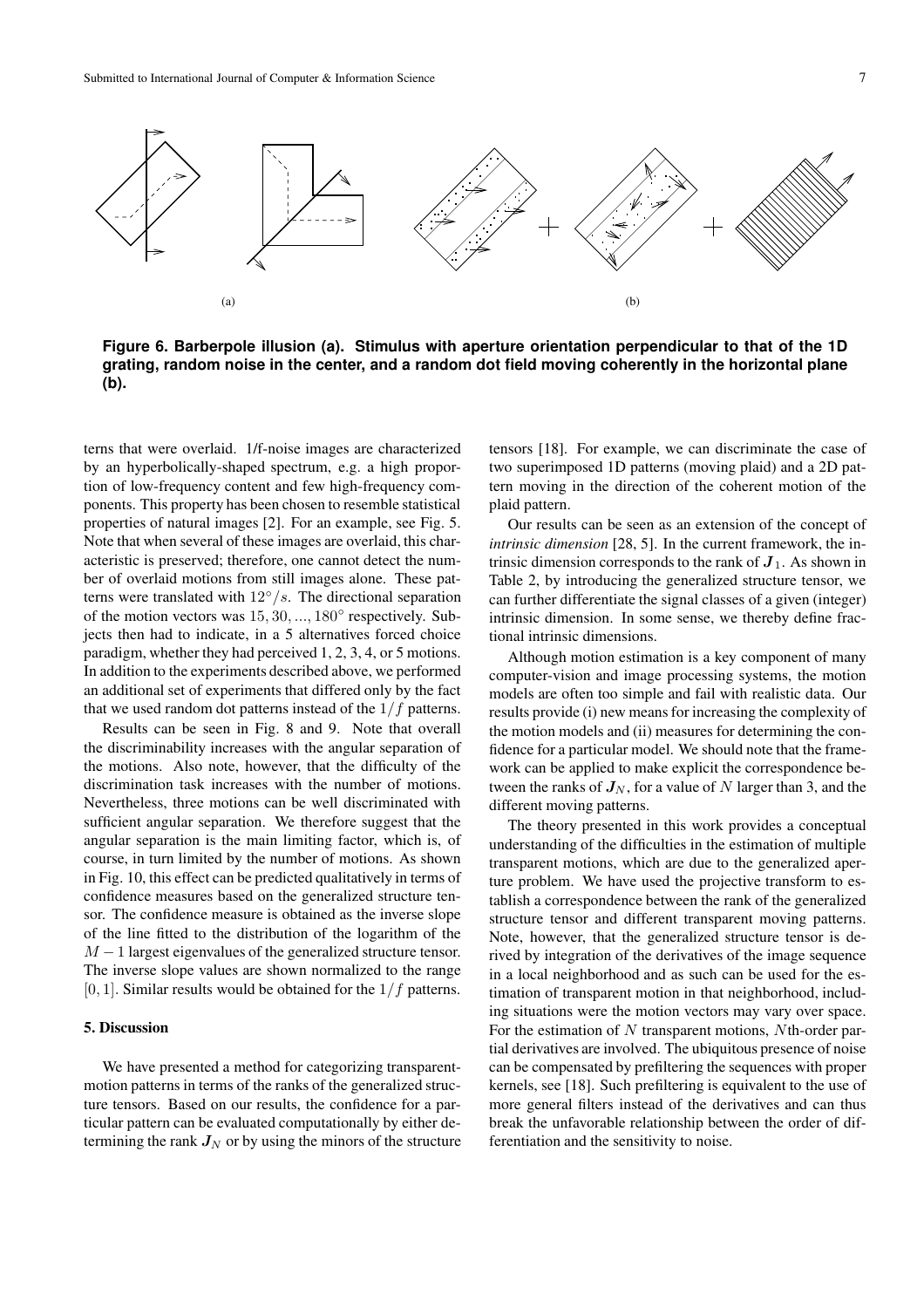(a) (b)

**Figure 6. Barberpole illusion (a). Stimulus with aperture orientation perpendicular to that of the 1D grating, random noise in the center, and a random dot field moving coherently in the horizontal plane (b).**

terns that were overlaid. 1/f-noise images are characterized by an hyperbolically-shaped spectrum, e.g. a high proportion of low-frequency content and few high-frequency components. This property has been chosen to resemble statistical properties of natural images [2]. For an example, see Fig. 5. Note that when several of these images are overlaid, this characteristic is preserved; therefore, one cannot detect the number of overlaid motions from still images alone. These patterns were translated with $12^\circ/s$. The directional separation of the motion vectors was $15, 30, ..., 180^\circ$ respectively. Subjects then had to indicate, in a 5 alternatives forced choice paradigm, whether they had perceived 1, 2, 3, 4, or 5 motions. In addition to the experiments described above, we performed an additional set of experiments that differed only by the fact that we used random dot patterns instead of the $1/f$ patterns.

Results can be seen in Fig. 8 and 9. Note that overall the discriminability increases with the angular separation of the motions. Also note, however, that the difficulty of the discrimination task increases with the number of motions. Nevertheless, three motions can be well discriminated with sufficient angular separation. We therefore suggest that the angular separation is the main limiting factor, which is, of course, in turn limited by the number of motions. As shown in Fig. 10, this effect can be predicted qualitatively in terms of confidence measures based on the generalized structure tensor. The confidence measure is obtained as the inverse slope of the line fitted to the distribution of the logarithm of the $M-1$ largest eigenvalues of the generalized structure tensor. The inverse slope values are shown normalized to the range $[0, 1]$. Similar results would be obtained for the $1/f$ patterns.

## 5. Discussion

We have presented a method for categorizing transparent-motion patterns in terms of the ranks of the generalized structure tensors. Based on our results, the confidence for a particular pattern can be evaluated computationally by either determining the rank $\boldsymbol{J}_N$ or by using the minors of the structure tensors [18]. For example, we can discriminate the case of two superimposed 1D patterns (moving plaid) and a 2D pattern moving in the direction of the coherent motion of the plaid pattern.

Our results can be seen as an extension of the concept of *intrinsic dimension* [28, 5]. In the current framework, the intrinsic dimension corresponds to the rank of $\boldsymbol{J}_1$. As shown in Table 2, by introducing the generalized structure tensor, we can further differentiate the signal classes of a given (integer) intrinsic dimension. In some sense, we thereby define fractional intrinsic dimensions.

Although motion estimation is a key component of many computer-vision and image processing systems, the motion models are often too simple and fail with realistic data. Our results provide (i) new means for increasing the complexity of the motion models and (ii) measures for determining the confidence for a particular model. We should note that the framework can be applied to make explicit the correspondence between the ranks of $\boldsymbol{J}_N$, for a value of $N$ larger than 3, and the different moving patterns.

The theory presented in this work provides a conceptual understanding of the difficulties in the estimation of multiple transparent motions, which are due to the generalized aperture problem. We have used the projective transform to establish a correspondence between the rank of the generalized structure tensor and different transparent moving patterns. Note, however, that the generalized structure tensor is derived by integration of the derivatives of the image sequence in a local neighborhood and as such can be used for the estimation of transparent motion in that neighborhood, including situations were the motion vectors may vary over space. For the estimation of $N$ transparent motions, $N$th-order partial derivatives are involved. The ubiquitous presence of noise can be compensated by prefiltering the sequences with proper kernels, see [18]. Such prefiltering is equivalent to the use of more general filters instead of the derivatives and can thus break the unfavorable relationship between the order of differentiation and the sensitivity to noise.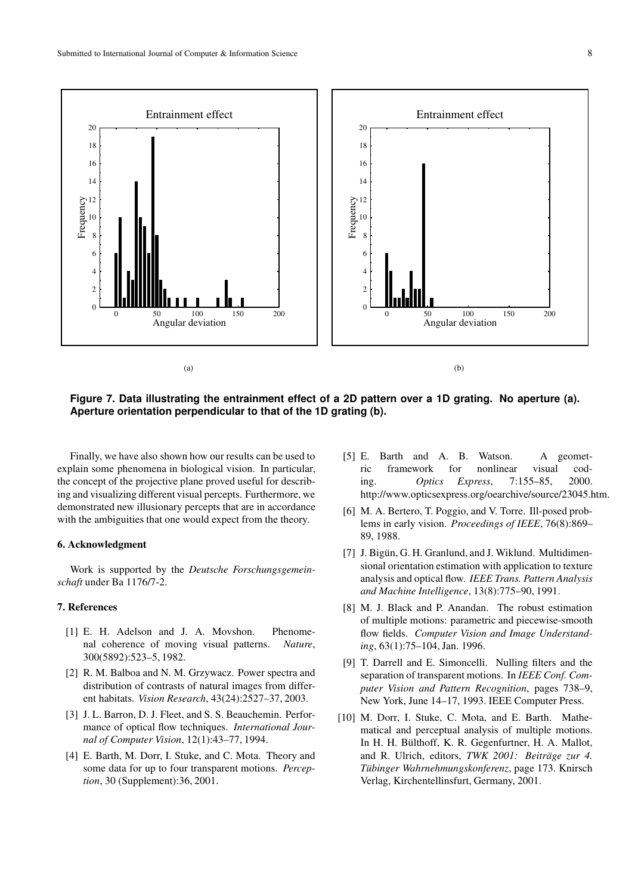Entrainment effect

Frequency

Angular deviation

0 50 100 150 200

0 2 4 6 8 10 12 14 16 18 20

(a)

Entrainment effect

Frequency

Angular deviation

0 50 100 150 200

0 2 4 6 8 10 12 14 16 18 20

(b)

**Figure 7. Data illustrating the entrainment effect of a 2D pattern over a 1D grating. No aperture (a). Aperture orientation perpendicular to that of the 1D grating (b).**

Finally, we have also shown how our results can be used to explain some phenomena in biological vision. In particular, the concept of the projective plane proved useful for describing and visualizing different visual percepts. Furthermore, we demonstrated new illusionary percepts that are in accordance with the ambiguities that one would expect from the theory.

### 6. Acknowledgment

Work is supported by the *Deutsche Forschungsgemeinschaft* under Ba 1176/7-2.

### 7. References

[1] E. H. Adelson and J. A. Movshon. Phenomenal coherence of moving visual patterns. *Nature*, 300(5892):523–5, 1982.

[2] R. M. Balboa and N. M. Grzywacz. Power spectra and distribution of contrasts of natural images from different habitats. *Vision Research*, 43(24):2527–37, 2003.

[3] J. L. Barron, D. J. Fleet, and S. S. Beauchemin. Performance of optical flow techniques. *International Journal of Computer Vision*, 12(1):43–77, 1994.

[4] E. Barth, M. Dorr, I. Stuke, and C. Mota. Theory and some data for up to four transparent motions. *Perception*, 30 (Supplement):36, 2001.

[5] E. Barth and A. B. Watson. A geometric framework for nonlinear visual coding. *Optics Express*, 7:155–85, 2000. http://www.opticsexpress.org/oearchive/source/23045.htm.

[6] M. A. Bertero, T. Poggio, and V. Torre. Ill-posed problems in early vision. *Proceedings of IEEE*, 76(8):869–89, 1988.

[7] J. Bigün, G. H. Granlund, and J. Wiklund. Multidimensional orientation estimation with application to texture analysis and optical flow. *IEEE Trans. Pattern Analysis and Machine Intelligence*, 13(8):775–90, 1991.

[8] M. J. Black and P. Anandan. The robust estimation of multiple motions: parametric and piecewise-smooth flow fields. *Computer Vision and Image Understanding*, 63(1):75–104, Jan. 1996.

[9] T. Darrell and E. Simoncelli. Nulling filters and the separation of transparent motions. In *IEEE Conf. Computer Vision and Pattern Recognition*, pages 738–9, New York, June 14–17, 1993. IEEE Computer Press.

[10] M. Dorr, I. Stuke, C. Mota, and E. Barth. Mathematical and perceptual analysis of multiple motions. In H. H. Bülthoff, K. R. Gegenfurtner, H. A. Mallot, and R. Ulrich, editors, *TWK 2001: Beiträge zur 4. Tübinger Wahrnehmungskonferenz*, page 173. Knirsch Verlag, Kirchentellinsfurt, Germany, 2001.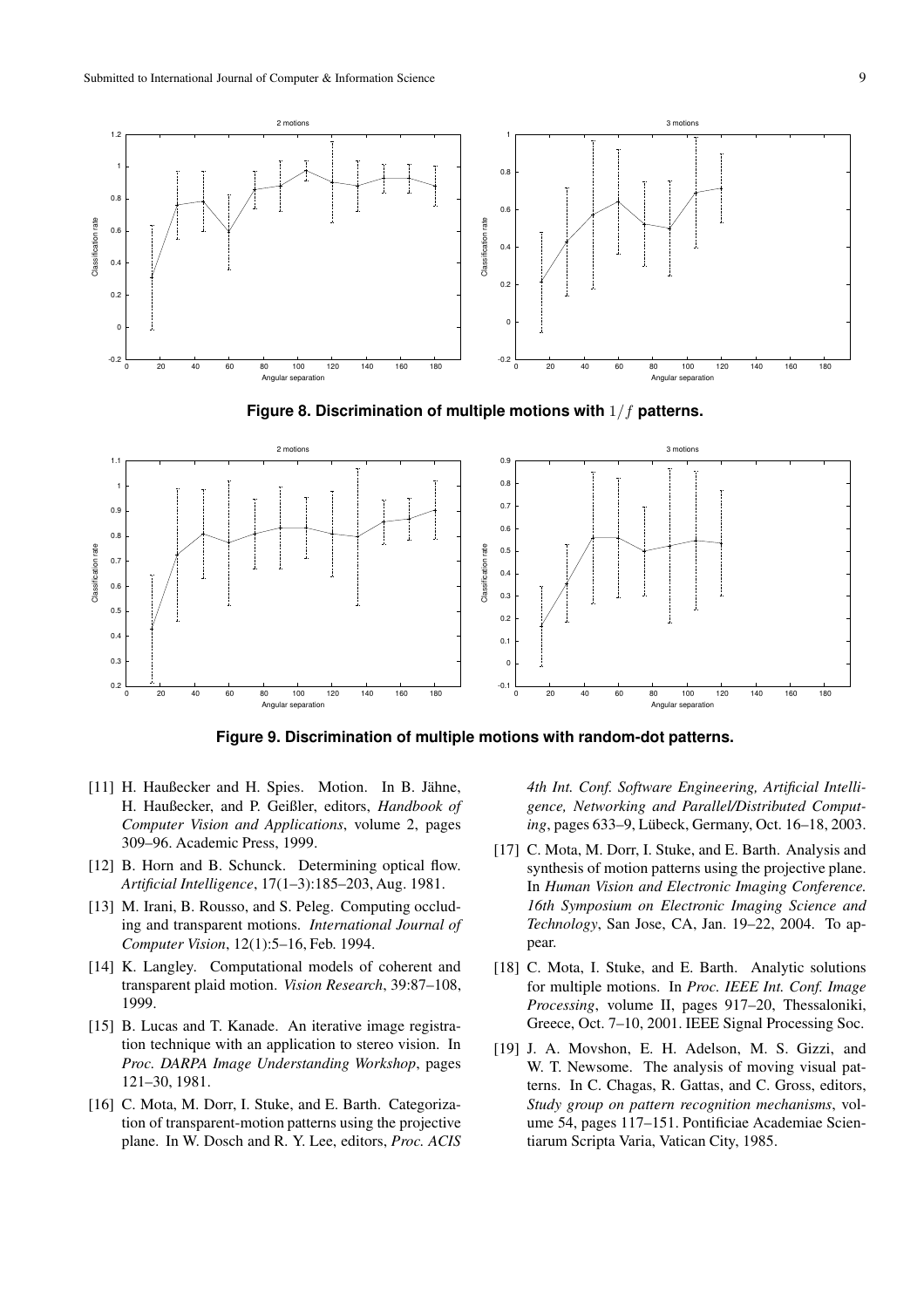2 motions

Classification rate

1.2
1
0.8
0.6
0.4
0.2
0
-0.2

0 20 40 60 80 100 120 140 160 180

Angular separation

3 motions

Classification rate

1
0.8
0.6
0.4
0.2
0
-0.2

0 20 40 60 80 100 120 140 160 180

Angular separation

**Figure 8. Discrimination of multiple motions with $1/f$ patterns.**

2 motions

Classification rate

1.1
1
0.9
0.8
0.7
0.6
0.5
0.4
0.3
0.2

0 20 40 60 80 100 120 140 160 180

Angular separation

3 motions

Classification rate

0.9
0.8
0.7
0.6
0.5
0.4
0.3
0.2
0.1
0
-0.1

0 20 40 60 80 100 120 140 160 180

Angular separation

**Figure 9. Discrimination of multiple motions with random-dot patterns.**

[11] H. Haußecker and H. Spies. Motion. In B. Jähne, H. Haußecker, and P. Geißler, editors, *Handbook of Computer Vision and Applications*, volume 2, pages 309–96. Academic Press, 1999.

[12] B. Horn and B. Schunck. Determining optical flow. *Artificial Intelligence*, 17(1–3):185–203, Aug. 1981.

[13] M. Irani, B. Rousso, and S. Peleg. Computing occluding and transparent motions. *International Journal of Computer Vision*, 12(1):5–16, Feb. 1994.

[14] K. Langley. Computational models of coherent and transparent plaid motion. *Vision Research*, 39:87–108, 1999.

[15] B. Lucas and T. Kanade. An iterative image registration technique with an application to stereo vision. In *Proc. DARPA Image Understanding Workshop*, pages 121–30, 1981.

[16] C. Mota, M. Dorr, I. Stuke, and E. Barth. Categorization of transparent-motion patterns using the projective plane. In W. Dosch and R. Y. Lee, editors, *Proc. ACIS 4th Int. Conf. Software Engineering, Artificial Intelligence, Networking and Parallel/Distributed Computing*, pages 633–9, Lübeck, Germany, Oct. 16–18, 2003.

[17] C. Mota, M. Dorr, I. Stuke, and E. Barth. Analysis and synthesis of motion patterns using the projective plane. In *Human Vision and Electronic Imaging Conference. 16th Symposium on Electronic Imaging Science and Technology*, San Jose, CA, Jan. 19–22, 2004. To appear.

[18] C. Mota, I. Stuke, and E. Barth. Analytic solutions for multiple motions. In *Proc. IEEE Int. Conf. Image Processing*, volume II, pages 917–20, Thessaloniki, Greece, Oct. 7–10, 2001. IEEE Signal Processing Soc.

[19] J. A. Movshon, E. H. Adelson, M. S. Gizzi, and W. T. Newsome. The analysis of moving visual patterns. In C. Chagas, R. Gattas, and C. Gross, editors, *Study group on pattern recognition mechanisms*, volume 54, pages 117–151. Pontificiae Academiae Scientiarum Scripta Varia, Vatican City, 1985.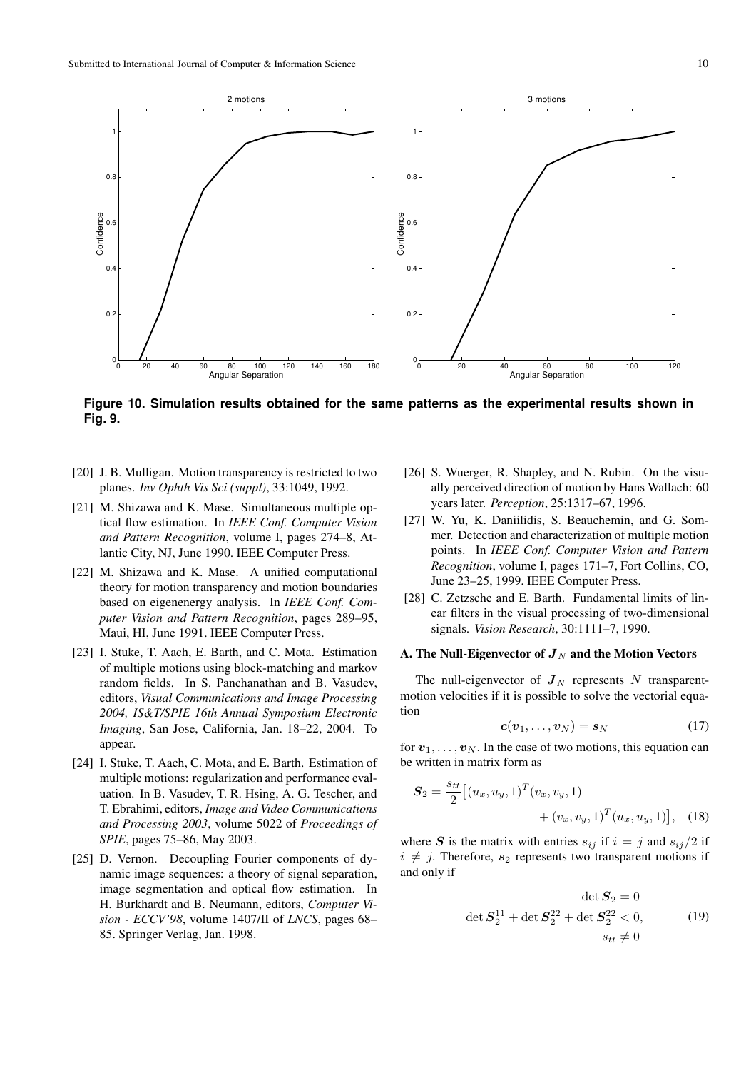**Figure 10. Simulation results obtained for the same patterns as the experimental results shown in Fig. 9.**

[20] J. B. Mulligan. Motion transparency is restricted to two planes. *Inv Ophth Vis Sci (suppl)*, 33:1049, 1992.

[21] M. Shizawa and K. Mase. Simultaneous multiple optical flow estimation. In *IEEE Conf. Computer Vision and Pattern Recognition*, volume I, pages 274–8, Atlantic City, NJ, June 1990. IEEE Computer Press.

[22] M. Shizawa and K. Mase. A unified computational theory for motion transparency and motion boundaries based on eigenenergy analysis. In *IEEE Conf. Computer Vision and Pattern Recognition*, pages 289–95, Maui, HI, June 1991. IEEE Computer Press.

[23] I. Stuke, T. Aach, E. Barth, and C. Mota. Estimation of multiple motions using block-matching and markov random fields. In S. Panchanathan and B. Vasudev, editors, *Visual Communications and Image Processing 2004, IS&T/SPIE 16th Annual Symposium Electronic Imaging*, San Jose, California, Jan. 18–22, 2004. To appear.

[24] I. Stuke, T. Aach, C. Mota, and E. Barth. Estimation of multiple motions: regularization and performance evaluation. In B. Vasudev, T. R. Hsing, A. G. Tescher, and T. Ebrahimi, editors, *Image and Video Communications and Processing 2003*, volume 5022 of *Proceedings of SPIE*, pages 75–86, May 2003.

[25] D. Vernon. Decoupling Fourier components of dynamic image sequences: a theory of signal separation, image segmentation and optical flow estimation. In H. Burkhardt and B. Neumann, editors, *Computer Vision - ECCV'98*, volume 1407/II of *LNCS*, pages 68–85. Springer Verlag, Jan. 1998.

[26] S. Wuerger, R. Shapley, and N. Rubin. On the visually perceived direction of motion by Hans Wallach: 60 years later. *Perception*, 25:1317–67, 1996.

[27] W. Yu, K. Daniilidis, S. Beauchemin, and G. Sommer. Detection and characterization of multiple motion points. In *IEEE Conf. Computer Vision and Pattern Recognition*, volume I, pages 171–7, Fort Collins, CO, June 23–25, 1999. IEEE Computer Press.

[28] C. Zetzsche and E. Barth. Fundamental limits of linear filters in the visual processing of two-dimensional signals. *Vision Research*, 30:1111–7, 1990.

### A. The Null-Eigenvector of $\boldsymbol{J}_N$ and the Motion Vectors

The null-eigenvector of $\boldsymbol{J}_N$ represents $N$ transparent-motion velocities if it is possible to solve the vectorial equation

$$\boldsymbol{c}(\boldsymbol{v}_1, \ldots, \boldsymbol{v}_N) = \boldsymbol{s}_N \tag{17}$$

for $\boldsymbol{v}_1, \ldots, \boldsymbol{v}_N$. In the case of two motions, this equation can be written in matrix form as

$$\boldsymbol{S}_2 = \frac{s_{tt}}{2}\big[(u_x, u_y, 1)^T(v_x, v_y, 1) + (v_x, v_y, 1)^T(u_x, u_y, 1)\big], \tag{18}$$

where $\boldsymbol{S}$ is the matrix with entries $s_{ij}$ if $i = j$ and $s_{ij}/2$ if $i \neq j$. Therefore, $\boldsymbol{s}_2$ represents two transparent motions if and only if

$$\begin{gathered} \det \boldsymbol{S}_2 = 0 \\ \det \boldsymbol{S}_2^{11} + \det \boldsymbol{S}_2^{22} + \det \boldsymbol{S}_2^{22} < 0, \\ s_{tt} \neq 0 \end{gathered} \tag{19}$$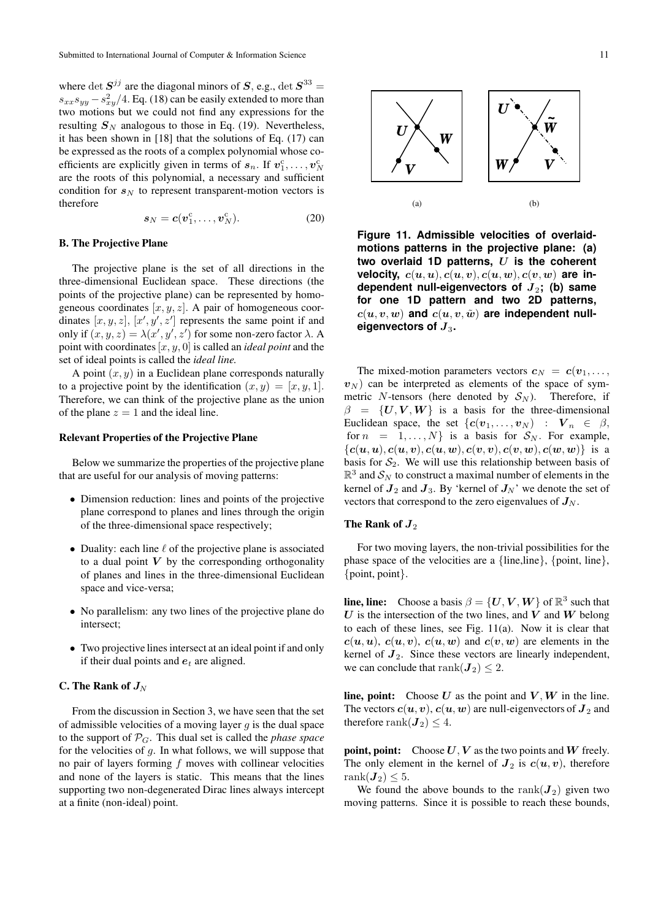where $\det \boldsymbol{S}^{jj}$ are the diagonal minors of $\boldsymbol{S}$, e.g., $\det \boldsymbol{S}^{33} = s_{xx}s_{yy} - s_{xy}^2/4$. Eq. (18) can be easily extended to more than two motions but we could not find any expressions for the resulting $\boldsymbol{S}_N$ analogous to those in Eq. (19). Nevertheless, it has been shown in [18] that the solutions of Eq. (17) can be expressed as the roots of a complex polynomial whose coefficients are explicitly given in terms of $\boldsymbol{s}_n$. If $\boldsymbol{v}_1^c, \ldots, \boldsymbol{v}_N^c$ are the roots of this polynomial, a necessary and sufficient condition for $\boldsymbol{s}_N$ to represent transparent-motion vectors is therefore

$$\boldsymbol{s}_N = \boldsymbol{c}(\boldsymbol{v}_1^c, \ldots, \boldsymbol{v}_N^c). \tag{20}$$

### B. The Projective Plane

The projective plane is the set of all directions in the three-dimensional Euclidean space. These directions (the points of the projective plane) can be represented by homogeneous coordinates $[x, y, z]$. A pair of homogeneous coordinates $[x, y, z]$, $[x', y', z']$ represents the same point if and only if $(x, y, z) = \lambda(x', y', z')$ for some non-zero factor $\lambda$. A point with coordinates $[x, y, 0]$ is called an *ideal point* and the set of ideal points is called the *ideal line.*

A point $(x, y)$ in a Euclidean plane corresponds naturally to a projective point by the identification $(x, y) = [x, y, 1]$. Therefore, we can think of the projective plane as the union of the plane $z = 1$ and the ideal line.

#### Relevant Properties of the Projective Plane

Below we summarize the properties of the projective plane that are useful for our analysis of moving patterns:

- Dimension reduction: lines and points of the projective plane correspond to planes and lines through the origin of the three-dimensional space respectively;
- Duality: each line $\ell$ of the projective plane is associated to a dual point $\boldsymbol{V}$ by the corresponding orthogonality of planes and lines in the three-dimensional Euclidean space and vice-versa;
- No parallelism: any two lines of the projective plane do intersect;
- Two projective lines intersect at an ideal point if and only if their dual points and $\boldsymbol{e}_t$ are aligned.

### C. The Rank of $\boldsymbol{J}_N$

From the discussion in Section 3, we have seen that the set of admissible velocities of a moving layer $g$ is the dual space to the support of $\mathcal{P}_G$. This dual set is called the *phase space* for the velocities of $g$. In what follows, we will suppose that no pair of layers forming $f$ moves with collinear velocities and none of the layers is static. This means that the lines supporting two non-degenerated Dirac lines always intercept at a finite (non-ideal) point.

(a) (b)

**Figure 11. Admissible velocities of overlaid-motions patterns in the projective plane: (a) two overlaid 1D patterns, $\boldsymbol{U}$ is the coherent velocity, $\boldsymbol{c}(\boldsymbol{u}, \boldsymbol{u}), \boldsymbol{c}(\boldsymbol{u}, \boldsymbol{v}), \boldsymbol{c}(\boldsymbol{u}, \boldsymbol{w}), \boldsymbol{c}(\boldsymbol{v}, \boldsymbol{w})$ are independent null-eigenvectors of $\boldsymbol{J}_2$; (b) same for one 1D pattern and two 2D patterns, $\boldsymbol{c}(\boldsymbol{u}, \boldsymbol{v}, \boldsymbol{w})$ and $\boldsymbol{c}(\boldsymbol{u}, \boldsymbol{v}, \tilde{\boldsymbol{w}})$ are independent null-eigenvectors of $\boldsymbol{J}_3$.**

The mixed-motion parameters vectors $\boldsymbol{c}_N = \boldsymbol{c}(\boldsymbol{v}_1, \ldots, \boldsymbol{v}_N)$ can be interpreted as elements of the space of symmetric $N$-tensors (here denoted by $\mathcal{S}_N$). Therefore, if $\beta = \{\boldsymbol{U}, \boldsymbol{V}, \boldsymbol{W}\}$ is a basis for the three-dimensional Euclidean space, the set $\{\boldsymbol{c}(\boldsymbol{v}_1, \ldots, \boldsymbol{v}_N) : \boldsymbol{V}_n \in \beta,$ for $n = 1, \ldots, N\}$ is a basis for $\mathcal{S}_N$. For example, $\{\boldsymbol{c}(\boldsymbol{u}, \boldsymbol{u}), \boldsymbol{c}(\boldsymbol{u}, \boldsymbol{v}), \boldsymbol{c}(\boldsymbol{u}, \boldsymbol{w}), \boldsymbol{c}(\boldsymbol{v}, \boldsymbol{v}), \boldsymbol{c}(\boldsymbol{v}, \boldsymbol{w}), \boldsymbol{c}(\boldsymbol{w}, \boldsymbol{w})\}$ is a basis for $\mathcal{S}_2$. We will use this relationship between basis of $\mathbb{R}^3$ and $\mathcal{S}_N$ to construct a maximal number of elements in the kernel of $\boldsymbol{J}_2$ and $\boldsymbol{J}_3$. By 'kernel of $\boldsymbol{J}_N$' we denote the set of vectors that correspond to the zero eigenvalues of $\boldsymbol{J}_N$.

#### The Rank of $\boldsymbol{J}_2$

For two moving layers, the non-trivial possibilities for the phase space of the velocities are a {line,line}, {point, line}, {point, point}.

**line, line:** Choose a basis $\beta = \{\boldsymbol{U}, \boldsymbol{V}, \boldsymbol{W}\}$ of $\mathbb{R}^3$ such that $\boldsymbol{U}$ is the intersection of the two lines, and $\boldsymbol{V}$ and $\boldsymbol{W}$ belong to each of these lines, see Fig. 11(a). Now it is clear that $\boldsymbol{c}(\boldsymbol{u}, \boldsymbol{u})$, $\boldsymbol{c}(\boldsymbol{u}, \boldsymbol{v})$, $\boldsymbol{c}(\boldsymbol{u}, \boldsymbol{w})$ and $\boldsymbol{c}(\boldsymbol{v}, \boldsymbol{w})$ are elements in the kernel of $\boldsymbol{J}_2$. Since these vectors are linearly independent, we can conclude that $\operatorname{rank}(\boldsymbol{J}_2) \leq 2$.

**line, point:** Choose $\boldsymbol{U}$ as the point and $\boldsymbol{V}, \boldsymbol{W}$ in the line. The vectors $\boldsymbol{c}(\boldsymbol{u}, \boldsymbol{v})$, $\boldsymbol{c}(\boldsymbol{u}, \boldsymbol{w})$ are null-eigenvectors of $\boldsymbol{J}_2$ and therefore $\operatorname{rank}(\boldsymbol{J}_2) \leq 4$.

**point, point:** Choose $\boldsymbol{U}, \boldsymbol{V}$ as the two points and $\boldsymbol{W}$ freely. The only element in the kernel of $\boldsymbol{J}_2$ is $\boldsymbol{c}(\boldsymbol{u}, \boldsymbol{v})$, therefore $\operatorname{rank}(\boldsymbol{J}_2) \leq 5$.

We found the above bounds to the $\operatorname{rank}(\boldsymbol{J}_2)$ given two moving patterns. Since it is possible to reach these bounds,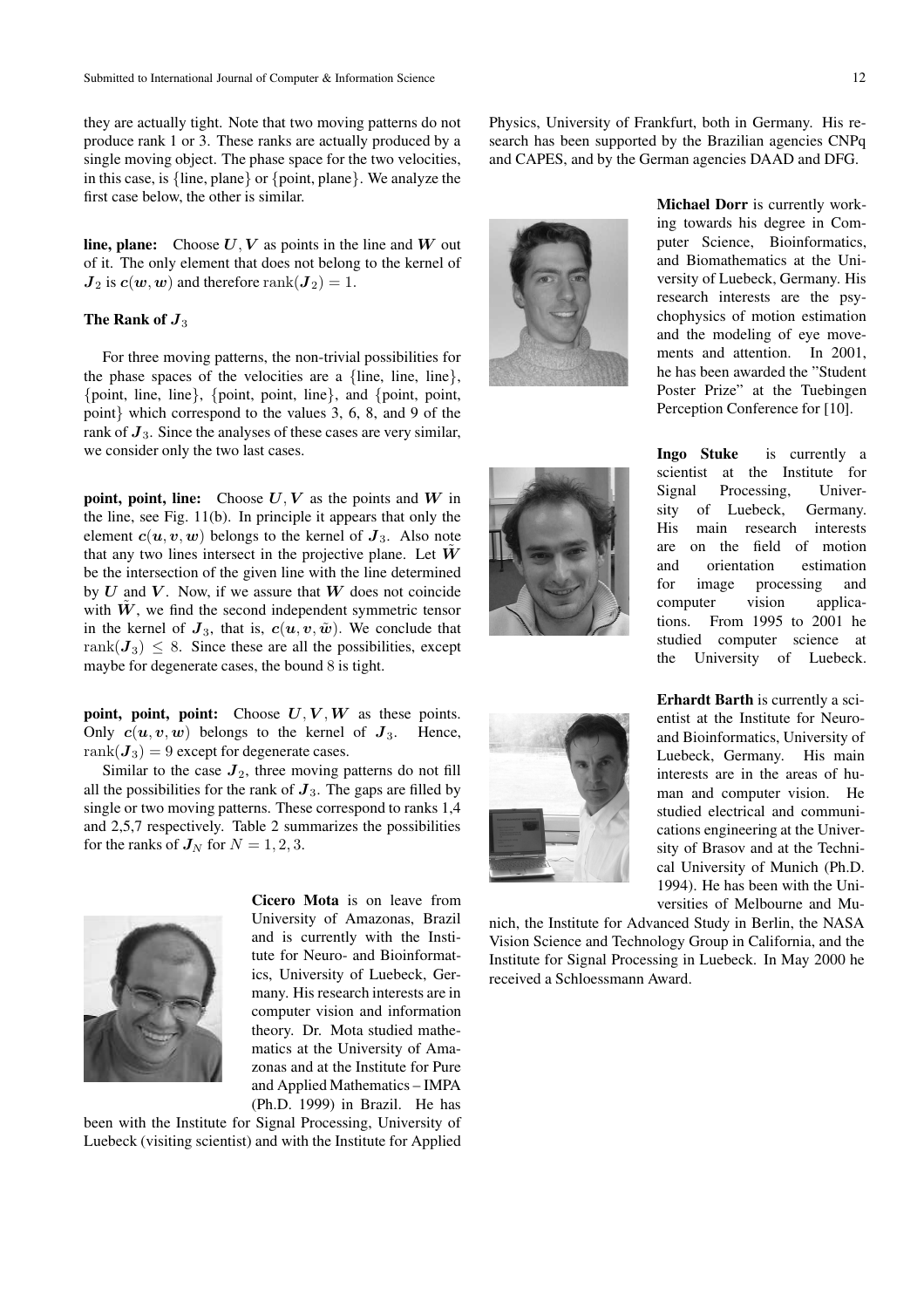they are actually tight. Note that two moving patterns do not produce rank 1 or 3. These ranks are actually produced by a single moving object. The phase space for the two velocities, in this case, is {line, plane} or {point, plane}. We analyze the first case below, the other is similar.

**line, plane:** Choose $\boldsymbol{U}, \boldsymbol{V}$ as points in the line and $\boldsymbol{W}$ out of it. The only element that does not belong to the kernel of $\boldsymbol{J}_2$ is $\boldsymbol{c}(\boldsymbol{w}, \boldsymbol{w})$ and therefore $\operatorname{rank}(\boldsymbol{J}_2) = 1$.

### The Rank of $\boldsymbol{J}_3$

For three moving patterns, the non-trivial possibilities for the phase spaces of the velocities are a {line, line, line}, {point, line, line}, {point, point, line}, and {point, point, point} which correspond to the values 3, 6, 8, and 9 of the rank of $\boldsymbol{J}_3$. Since the analyses of these cases are very similar, we consider only the two last cases.

**point, point, line:** Choose $\boldsymbol{U}, \boldsymbol{V}$ as the points and $\boldsymbol{W}$ in the line, see Fig. 11(b). In principle it appears that only the element $\boldsymbol{c}(\boldsymbol{u}, \boldsymbol{v}, \boldsymbol{w})$ belongs to the kernel of $\boldsymbol{J}_3$. Also note that any two lines intersect in the projective plane. Let $\tilde{\boldsymbol{W}}$ be the intersection of the given line with the line determined by $\boldsymbol{U}$ and $\boldsymbol{V}$. Now, if we assure that $\boldsymbol{W}$ does not coincide with $\tilde{\boldsymbol{W}}$, we find the second independent symmetric tensor in the kernel of $\boldsymbol{J}_3$, that is, $\boldsymbol{c}(\boldsymbol{u}, \boldsymbol{v}, \tilde{\boldsymbol{w}})$. We conclude that $\operatorname{rank}(\boldsymbol{J}_3) \leq 8$. Since these are all the possibilities, except maybe for degenerate cases, the bound 8 is tight.

**point, point, point:** Choose $\boldsymbol{U}, \boldsymbol{V}, \boldsymbol{W}$ as these points. Only $\boldsymbol{c}(\boldsymbol{u}, \boldsymbol{v}, \boldsymbol{w})$ belongs to the kernel of $\boldsymbol{J}_3$. Hence, $\operatorname{rank}(\boldsymbol{J}_3) = 9$ except for degenerate cases.

Similar to the case $\boldsymbol{J}_2$, three moving patterns do not fill all the possibilities for the rank of $\boldsymbol{J}_3$. The gaps are filled by single or two moving patterns. These correspond to ranks 1,4 and 2,5,7 respectively. Table 2 summarizes the possibilities for the ranks of $\boldsymbol{J}_N$ for $N = 1, 2, 3$.

**Cicero Mota** is on leave from University of Amazonas, Brazil and is currently with the Institute for Neuro- and Bioinformatics, University of Luebeck, Germany. His research interests are in computer vision and information theory. Dr. Mota studied mathematics at the University of Amazonas and at the Institute for Pure and Applied Mathematics – IMPA (Ph.D. 1999) in Brazil. He has been with the Institute for Signal Processing, University of Luebeck (visiting scientist) and with the Institute for Applied Physics, University of Frankfurt, both in Germany. His research has been supported by the Brazilian agencies CNPq and CAPES, and by the German agencies DAAD and DFG.

**Michael Dorr** is currently working towards his degree in Computer Science, Bioinformatics, and Biomathematics at the University of Luebeck, Germany. His research interests are the psychophysics of motion estimation and the modeling of eye movements and attention. In 2001, he has been awarded the "Student Poster Prize" at the Tuebingen Perception Conference for [10].

**Ingo Stuke** is currently a scientist at the Institute for Signal Processing, University of Luebeck, Germany. His main research interests are on the field of motion and orientation estimation for image processing and computer vision applications. From 1995 to 2001 he studied computer science at the University of Luebeck.

**Erhardt Barth** is currently a scientist at the Institute for Neuro- and Bioinformatics, University of Luebeck, Germany. His main interests are in the areas of human and computer vision. He studied electrical and communications engineering at the University of Brasov and at the Technical University of Munich (Ph.D. 1994). He has been with the Universities of Melbourne and Munich, the Institute for Advanced Study in Berlin, the NASA Vision Science and Technology Group in California, and the Institute for Signal Processing in Luebeck. In May 2000 he received a Schloessmann Award.